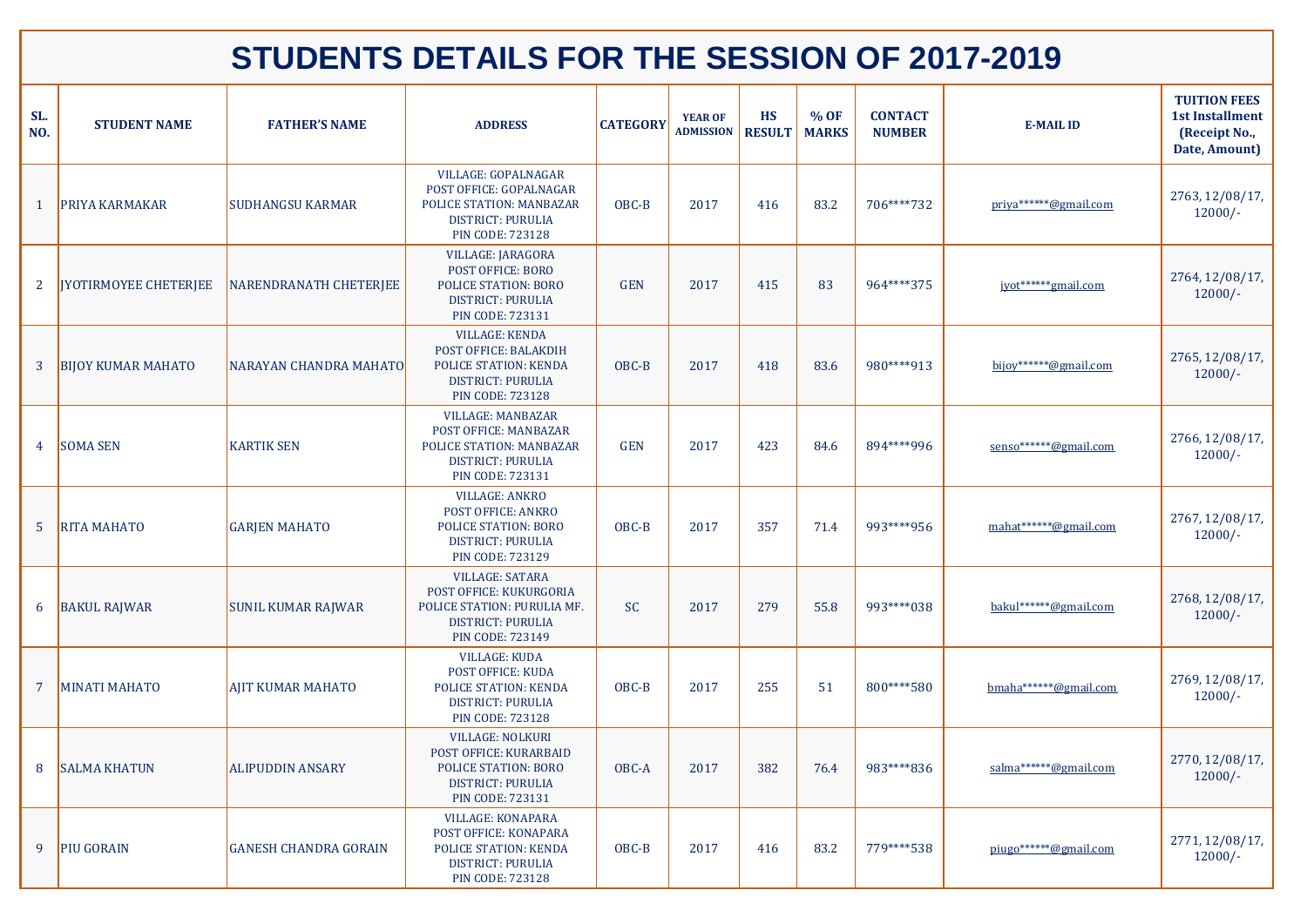# STUDENTS DETAILS FOR THE SESSION OF 2017-2019

| SL. NO. | STUDENT NAME | FATHER'S NAME | ADDRESS | CATEGORY | YEAR OF ADMISSION | HS RESULT | % OF MARKS | CONTACT NUMBER | E-MAIL ID | TUITION FEES 1st Installment (Receipt No., Date, Amount) |
|---|---|---|---|---|---|---|---|---|---|---|
| 1 | PRIYA KARMAKAR | SUDHANGSU KARMAR | VILLAGE: GOPALNAGAR POST OFFICE: GOPALNAGAR POLICE STATION: MANBAZAR DISTRICT: PURULIA PIN CODE: 723128 | OBC-B | 2017 | 416 | 83.2 | 706****732 | priya******@gmail.com | 2763, 12/08/17, 12000/- |
| 2 | JYOTIRMOYEE CHETERJEE | NARENDRANATH CHETERJEE | VILLAGE: JARAGORA POST OFFICE: BORO POLICE STATION: BORO DISTRICT: PURULIA PIN CODE: 723131 | GEN | 2017 | 415 | 83 | 964****375 | jyot******gmail.com | 2764, 12/08/17, 12000/- |
| 3 | BIJOY KUMAR MAHATO | NARAYAN CHANDRA MAHATO | VILLAGE: KENDA POST OFFICE: BALAKDIH POLICE STATION: KENDA DISTRICT: PURULIA PIN CODE: 723128 | OBC-B | 2017 | 418 | 83.6 | 980****913 | bijoy******@gmail.com | 2765, 12/08/17, 12000/- |
| 4 | SOMA SEN | KARTIK SEN | VILLAGE: MANBAZAR POST OFFICE: MANBAZAR POLICE STATION: MANBAZAR DISTRICT: PURULIA PIN CODE: 723131 | GEN | 2017 | 423 | 84.6 | 894****996 | senso******@gmail.com | 2766, 12/08/17, 12000/- |
| 5 | RITA MAHATO | GARJEN MAHATO | VILLAGE: ANKRO POST OFFICE: ANKRO POLICE STATION: BORO DISTRICT: PURULIA PIN CODE: 723129 | OBC-B | 2017 | 357 | 71.4 | 993****956 | mahat******@gmail.com | 2767, 12/08/17, 12000/- |
| 6 | BAKUL RAJWAR | SUNIL KUMAR RAJWAR | VILLAGE: SATARA POST OFFICE: KUKURGORIA POLICE STATION: PURULIA MF. DISTRICT: PURULIA PIN CODE: 723149 | SC | 2017 | 279 | 55.8 | 993****038 | bakul******@gmail.com | 2768, 12/08/17, 12000/- |
| 7 | MINATI MAHATO | AJIT KUMAR MAHATO | VILLAGE: KUDA POST OFFICE: KUDA POLICE STATION: KENDA DISTRICT: PURULIA PIN CODE: 723128 | OBC-B | 2017 | 255 | 51 | 800****580 | bmaha******@gmail.com | 2769, 12/08/17, 12000/- |
| 8 | SALMA KHATUN | ALIPUDDIN ANSARY | VILLAGE: NOLKURI POST OFFICE: KURARBAID POLICE STATION: BORO DISTRICT: PURULIA PIN CODE: 723131 | OBC-A | 2017 | 382 | 76.4 | 983****836 | salma******@gmail.com | 2770, 12/08/17, 12000/- |
| 9 | PIU GORAIN | GANESH CHANDRA GORAIN | VILLAGE: KONAPARA POST OFFICE: KONAPARA POLICE STATION: KENDA DISTRICT: PURULIA PIN CODE: 723128 | OBC-B | 2017 | 416 | 83.2 | 779****538 | piugo******@gmail.com | 2771, 12/08/17, 12000/- |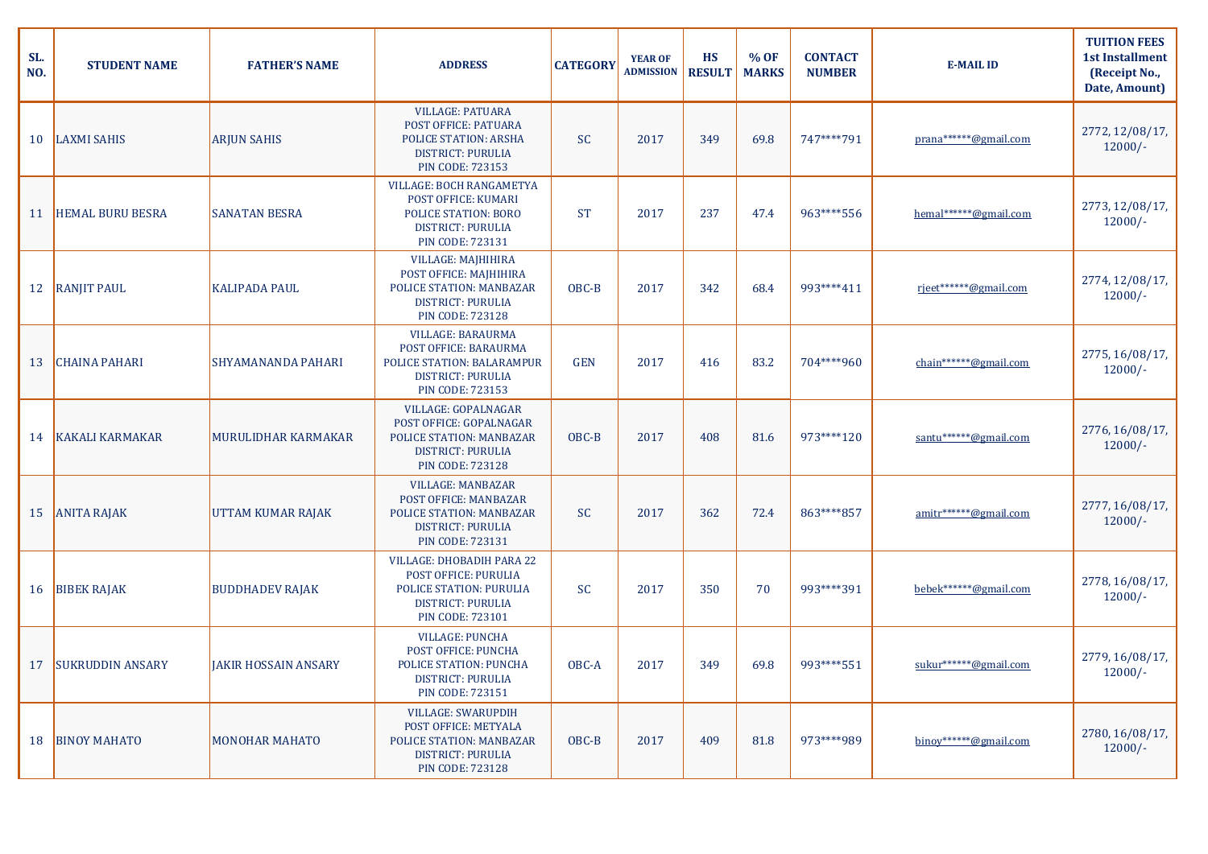| SL. NO. | STUDENT NAME | FATHER'S NAME | ADDRESS | CATEGORY | YEAR OF ADMISSION | HS RESULT | % OF MARKS | CONTACT NUMBER | E-MAIL ID | TUITION FEES 1st Installment (Receipt No., Date, Amount) |
|---|---|---|---|---|---|---|---|---|---|---|
| 10 | LAXMI SAHIS | ARJUN SAHIS | VILLAGE: PATUARA<br>POST OFFICE: PATUARA<br>POLICE STATION: ARSHA<br>DISTRICT: PURULIA<br>PIN CODE: 723153 | SC | 2017 | 349 | 69.8 | 747****791 | prana******@gmail.com | 2772, 12/08/17, 12000/- |
| 11 | HEMAL BURU BESRA | SANATAN BESRA | VILLAGE: BOCH RANGAMETYA<br>POST OFFICE: KUMARI<br>POLICE STATION: BORO<br>DISTRICT: PURULIA<br>PIN CODE: 723131 | ST | 2017 | 237 | 47.4 | 963****556 | hemal******@gmail.com | 2773, 12/08/17, 12000/- |
| 12 | RANJIT PAUL | KALIPADA PAUL | VILLAGE: MAJHIHIRA<br>POST OFFICE: MAJHIHIRA<br>POLICE STATION: MANBAZAR<br>DISTRICT: PURULIA<br>PIN CODE: 723128 | OBC-B | 2017 | 342 | 68.4 | 993****411 | rjeet******@gmail.com | 2774, 12/08/17, 12000/- |
| 13 | CHAINA PAHARI | SHYAMANANDA PAHARI | VILLAGE: BARAURMA<br>POST OFFICE: BARAURMA<br>POLICE STATION: BALARAMPUR<br>DISTRICT: PURULIA<br>PIN CODE: 723153 | GEN | 2017 | 416 | 83.2 | 704****960 | chain******@gmail.com | 2775, 16/08/17, 12000/- |
| 14 | KAKALI KARMAKAR | MURULIDHAR KARMAKAR | VILLAGE: GOPALNAGAR<br>POST OFFICE: GOPALNAGAR<br>POLICE STATION: MANBAZAR<br>DISTRICT: PURULIA<br>PIN CODE: 723128 | OBC-B | 2017 | 408 | 81.6 | 973****120 | santu******@gmail.com | 2776, 16/08/17, 12000/- |
| 15 | ANITA RAJAK | UTTAM KUMAR RAJAK | VILLAGE: MANBAZAR<br>POST OFFICE: MANBAZAR<br>POLICE STATION: MANBAZAR<br>DISTRICT: PURULIA<br>PIN CODE: 723131 | SC | 2017 | 362 | 72.4 | 863****857 | amitr******@gmail.com | 2777, 16/08/17, 12000/- |
| 16 | BIBEK RAJAK | BUDDHADEV RAJAK | VILLAGE: DHOBADIH PARA 22<br>POST OFFICE: PURULIA<br>POLICE STATION: PURULIA<br>DISTRICT: PURULIA<br>PIN CODE: 723101 | SC | 2017 | 350 | 70 | 993****391 | bebek******@gmail.com | 2778, 16/08/17, 12000/- |
| 17 | SUKRUDDIN ANSARY | JAKIR HOSSAIN ANSARY | VILLAGE: PUNCHA<br>POST OFFICE: PUNCHA<br>POLICE STATION: PUNCHA<br>DISTRICT: PURULIA<br>PIN CODE: 723151 | OBC-A | 2017 | 349 | 69.8 | 993****551 | sukur******@gmail.com | 2779, 16/08/17, 12000/- |
| 18 | BINOY MAHATO | MONOHAR MAHATO | VILLAGE: SWARUPDIH<br>POST OFFICE: METYALA<br>POLICE STATION: MANBAZAR<br>DISTRICT: PURULIA<br>PIN CODE: 723128 | OBC-B | 2017 | 409 | 81.8 | 973****989 | binoy******@gmail.com | 2780, 16/08/17, 12000/- |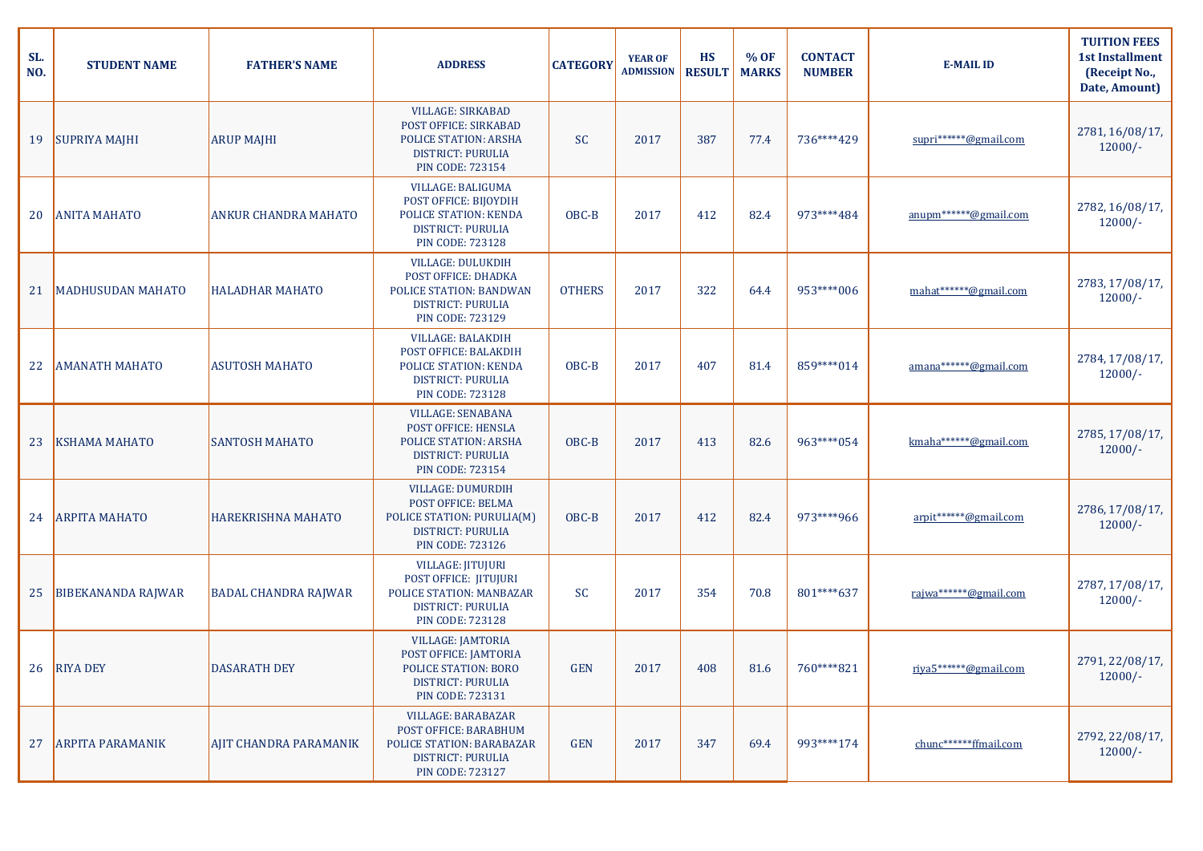| SL. NO. | STUDENT NAME | FATHER'S NAME | ADDRESS | CATEGORY | YEAR OF ADMISSION | HS RESULT | % OF MARKS | CONTACT NUMBER | E-MAIL ID | TUITION FEES 1st Installment (Receipt No., Date, Amount) |
|---|---|---|---|---|---|---|---|---|---|---|
| 19 | SUPRIYA MAJHI | ARUP MAJHI | VILLAGE: SIRKABAD POST OFFICE: SIRKABAD POLICE STATION: ARSHA DISTRICT: PURULIA PIN CODE: 723154 | SC | 2017 | 387 | 77.4 | 736****429 | supri******@gmail.com | 2781, 16/08/17, 12000/- |
| 20 | ANITA MAHATO | ANKUR CHANDRA MAHATO | VILLAGE: BALIGUMA POST OFFICE: BIJOYDIH POLICE STATION: KENDA DISTRICT: PURULIA PIN CODE: 723128 | OBC-B | 2017 | 412 | 82.4 | 973****484 | anupm******@gmail.com | 2782, 16/08/17, 12000/- |
| 21 | MADHUSUDAN MAHATO | HALADHAR MAHATO | VILLAGE: DULUKDIH POST OFFICE: DHADKA POLICE STATION: BANDWAN DISTRICT: PURULIA PIN CODE: 723129 | OTHERS | 2017 | 322 | 64.4 | 953****006 | mahat******@gmail.com | 2783, 17/08/17, 12000/- |
| 22 | AMANATH MAHATO | ASUTOSH MAHATO | VILLAGE: BALAKDIH POST OFFICE: BALAKDIH POLICE STATION: KENDA DISTRICT: PURULIA PIN CODE: 723128 | OBC-B | 2017 | 407 | 81.4 | 859****014 | amana******@gmail.com | 2784, 17/08/17, 12000/- |
| 23 | KSHAMA MAHATO | SANTOSH MAHATO | VILLAGE: SENABANA POST OFFICE: HENSLA POLICE STATION: ARSHA DISTRICT: PURULIA PIN CODE: 723154 | OBC-B | 2017 | 413 | 82.6 | 963****054 | kmaha******@gmail.com | 2785, 17/08/17, 12000/- |
| 24 | ARPITA MAHATO | HAREKRISHNA MAHATO | VILLAGE: DUMURDIH POST OFFICE: BELMA POLICE STATION: PURULIA(M) DISTRICT: PURULIA PIN CODE: 723126 | OBC-B | 2017 | 412 | 82.4 | 973****966 | arpit******@gmail.com | 2786, 17/08/17, 12000/- |
| 25 | BIBEKANANDA RAJWAR | BADAL CHANDRA RAJWAR | VILLAGE: JITUJURI POST OFFICE: JITUJURI POLICE STATION: MANBAZAR DISTRICT: PURULIA PIN CODE: 723128 | SC | 2017 | 354 | 70.8 | 801****637 | rajwa******@gmail.com | 2787, 17/08/17, 12000/- |
| 26 | RIYA DEY | DASARATH DEY | VILLAGE: JAMTORIA POST OFFICE: JAMTORIA POLICE STATION: BORO DISTRICT: PURULIA PIN CODE: 723131 | GEN | 2017 | 408 | 81.6 | 760****821 | riya5******@gmail.com | 2791, 22/08/17, 12000/- |
| 27 | ARPITA PARAMANIK | AJIT CHANDRA PARAMANIK | VILLAGE: BARABAZAR POST OFFICE: BARABHUM POLICE STATION: BARABAZAR DISTRICT: PURULIA PIN CODE: 723127 | GEN | 2017 | 347 | 69.4 | 993****174 | chunc******ffmail.com | 2792, 22/08/17, 12000/- |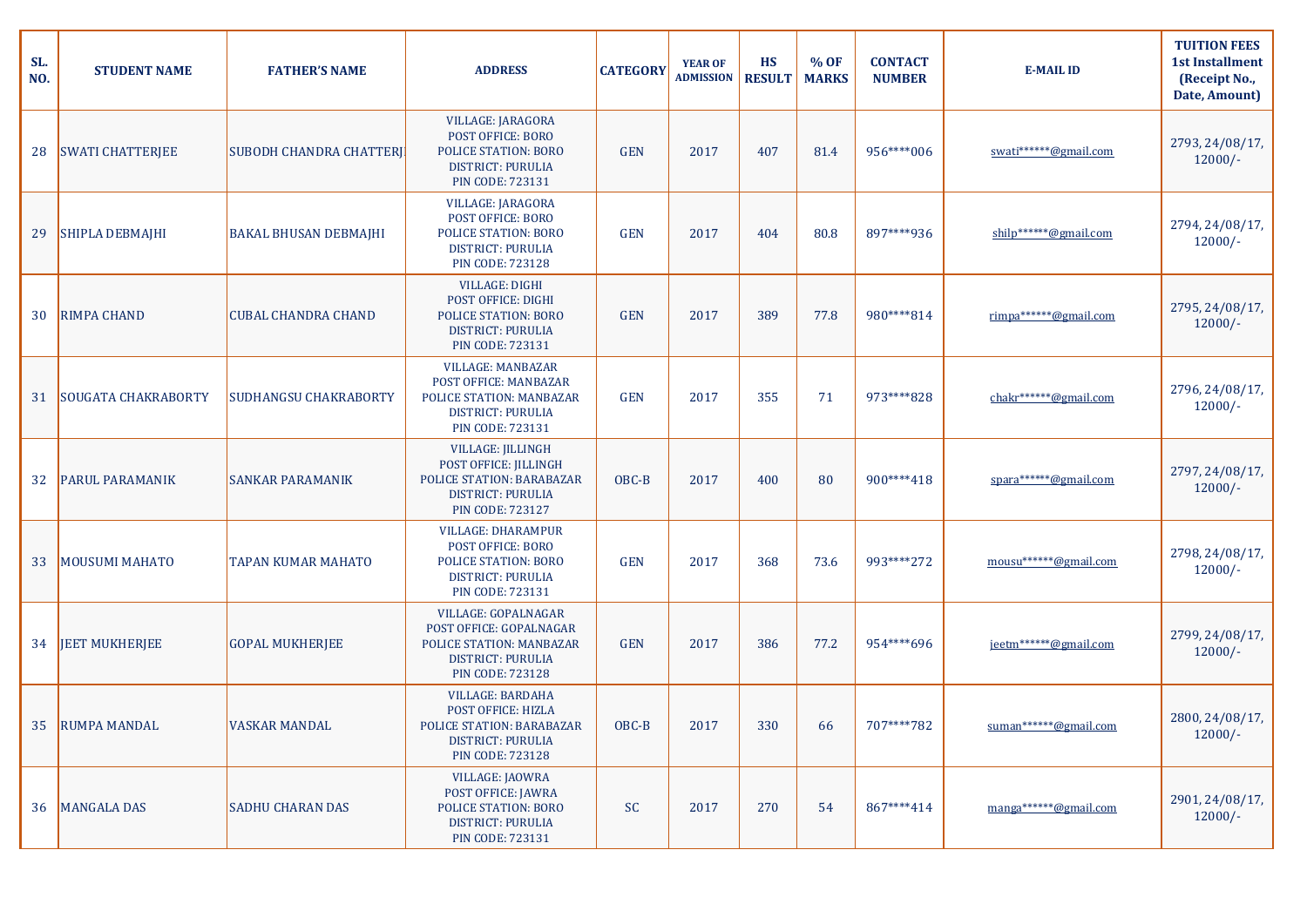| SL. NO. | STUDENT NAME | FATHER'S NAME | ADDRESS | CATEGORY | YEAR OF ADMISSION | HS RESULT | % OF MARKS | CONTACT NUMBER | E-MAIL ID | TUITION FEES 1st Installment (Receipt No., Date, Amount) |
|---|---|---|---|---|---|---|---|---|---|---|
| 28 | SWATI CHATTERJEE | SUBODH CHANDRA CHATTERJI | VILLAGE: JARAGORA POST OFFICE: BORO POLICE STATION: BORO DISTRICT: PURULIA PIN CODE: 723131 | GEN | 2017 | 407 | 81.4 | 956****006 | swati******@gmail.com | 2793, 24/08/17, 12000/- |
| 29 | SHIPLA DEBMAJHI | BAKAL BHUSAN DEBMAJHI | VILLAGE: JARAGORA POST OFFICE: BORO POLICE STATION: BORO DISTRICT: PURULIA PIN CODE: 723128 | GEN | 2017 | 404 | 80.8 | 897****936 | shilp******@gmail.com | 2794, 24/08/17, 12000/- |
| 30 | RIMPA CHAND | CUBAL CHANDRA CHAND | VILLAGE: DIGHI POST OFFICE: DIGHI POLICE STATION: BORO DISTRICT: PURULIA PIN CODE: 723131 | GEN | 2017 | 389 | 77.8 | 980****814 | rimpa******@gmail.com | 2795, 24/08/17, 12000/- |
| 31 | SOUGATA CHAKRABORTY | SUDHANGSU CHAKRABORTY | VILLAGE: MANBAZAR POST OFFICE: MANBAZAR POLICE STATION: MANBAZAR DISTRICT: PURULIA PIN CODE: 723131 | GEN | 2017 | 355 | 71 | 973****828 | chakr******@gmail.com | 2796, 24/08/17, 12000/- |
| 32 | PARUL PARAMANIK | SANKAR PARAMANIK | VILLAGE: JILLINGH POST OFFICE: JILLINGH POLICE STATION: BARABAZAR DISTRICT: PURULIA PIN CODE: 723127 | OBC-B | 2017 | 400 | 80 | 900****418 | spara******@gmail.com | 2797, 24/08/17, 12000/- |
| 33 | MOUSUMI MAHATO | TAPAN KUMAR MAHATO | VILLAGE: DHARAMPUR POST OFFICE: BORO POLICE STATION: BORO DISTRICT: PURULIA PIN CODE: 723131 | GEN | 2017 | 368 | 73.6 | 993****272 | mousu******@gmail.com | 2798, 24/08/17, 12000/- |
| 34 | JEET MUKHERJEE | GOPAL MUKHERJEE | VILLAGE: GOPALNAGAR POST OFFICE: GOPALNAGAR POLICE STATION: MANBAZAR DISTRICT: PURULIA PIN CODE: 723128 | GEN | 2017 | 386 | 77.2 | 954****696 | jeetm******@gmail.com | 2799, 24/08/17, 12000/- |
| 35 | RUMPA MANDAL | VASKAR MANDAL | VILLAGE: BARDAHA POST OFFICE: HIZLA POLICE STATION: BARABAZAR DISTRICT: PURULIA PIN CODE: 723128 | OBC-B | 2017 | 330 | 66 | 707****782 | suman******@gmail.com | 2800, 24/08/17, 12000/- |
| 36 | MANGALA DAS | SADHU CHARAN DAS | VILLAGE: JAOWRA POST OFFICE: JAWRA POLICE STATION: BORO DISTRICT: PURULIA PIN CODE: 723131 | SC | 2017 | 270 | 54 | 867****414 | manga******@gmail.com | 2901, 24/08/17, 12000/- |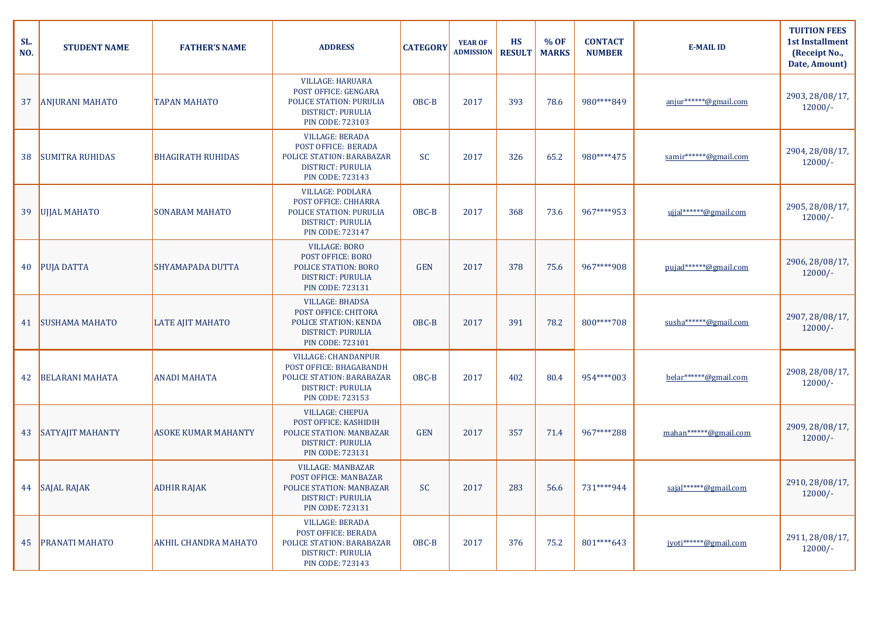| SL. NO. | STUDENT NAME | FATHER'S NAME | ADDRESS | CATEGORY | YEAR OF ADMISSION | HS RESULT | % OF MARKS | CONTACT NUMBER | E-MAIL ID | TUITION FEES 1st Installment (Receipt No., Date, Amount) |
|---|---|---|---|---|---|---|---|---|---|---|
| 37 | ANJURANI MAHATO | TAPAN MAHATO | VILLAGE: HARUARA POST OFFICE: GENGARA POLICE STATION: PURULIA DISTRICT: PURULIA PIN CODE: 723103 | OBC-B | 2017 | 393 | 78.6 | 980****849 | anjur******@gmail.com | 2903, 28/08/17, 12000/- |
| 38 | SUMITRA RUHIDAS | BHAGIRATH RUHIDAS | VILLAGE: BERADA POST OFFICE: BERADA POLICE STATION: BARABAZAR DISTRICT: PURULIA PIN CODE: 723143 | SC | 2017 | 326 | 65.2 | 980****475 | samir******@gmail.com | 2904, 28/08/17, 12000/- |
| 39 | UJJAL MAHATO | SONARAM MAHATO | VILLAGE: PODLARA POST OFFICE: CHHARRA POLICE STATION: PURULIA DISTRICT: PURULIA PIN CODE: 723147 | OBC-B | 2017 | 368 | 73.6 | 967****953 | ujjal******@gmail.com | 2905, 28/08/17, 12000/- |
| 40 | PUJA DATTA | SHYAMAPADA DUTTA | VILLAGE: BORO POST OFFICE: BORO POLICE STATION: BORO DISTRICT: PURULIA PIN CODE: 723131 | GEN | 2017 | 378 | 75.6 | 967****908 | pujad******@gmail.com | 2906, 28/08/17, 12000/- |
| 41 | SUSHAMA MAHATO | LATE AJIT MAHATO | VILLAGE: BHADSA POST OFFICE: CHITORA POLICE STATION: KENDA DISTRICT: PURULIA PIN CODE: 723101 | OBC-B | 2017 | 391 | 78.2 | 800****708 | susha******@gmail.com | 2907, 28/08/17, 12000/- |
| 42 | BELARANI MAHATA | ANADI MAHATA | VILLAGE: CHANDANPUR POST OFFICE: BHAGABANDH POLICE STATION: BARABAZAR DISTRICT: PURULIA PIN CODE: 723153 | OBC-B | 2017 | 402 | 80.4 | 954****003 | belar******@gmail.com | 2908, 28/08/17, 12000/- |
| 43 | SATYAJIT MAHANTY | ASOKE KUMAR MAHANTY | VILLAGE: CHEPUA POST OFFICE: KASHIDIH POLICE STATION: MANBAZAR DISTRICT: PURULIA PIN CODE: 723131 | GEN | 2017 | 357 | 71.4 | 967****288 | mahan******@gmail.com | 2909, 28/08/17, 12000/- |
| 44 | SAJAL RAJAK | ADHIR RAJAK | VILLAGE: MANBAZAR POST OFFICE: MANBAZAR POLICE STATION: MANBAZAR DISTRICT: PURULIA PIN CODE: 723131 | SC | 2017 | 283 | 56.6 | 731****944 | sajal******@gmail.com | 2910, 28/08/17, 12000/- |
| 45 | PRANATI MAHATO | AKHIL CHANDRA MAHATO | VILLAGE: BERADA POST OFFICE: BERADA POLICE STATION: BARABAZAR DISTRICT: PURULIA PIN CODE: 723143 | OBC-B | 2017 | 376 | 75.2 | 801****643 | jyoti******@gmail.com | 2911, 28/08/17, 12000/- |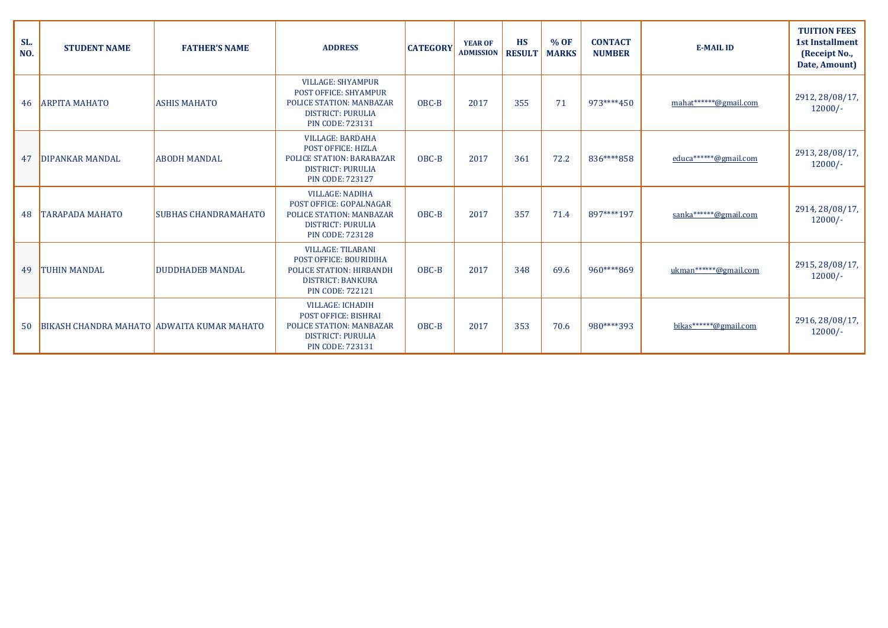| SL. NO. | STUDENT NAME | FATHER'S NAME | ADDRESS | CATEGORY | YEAR OF ADMISSION | HS RESULT | % OF MARKS | CONTACT NUMBER | E-MAIL ID | TUITION FEES 1st Installment (Receipt No., Date, Amount) |
|---|---|---|---|---|---|---|---|---|---|---|
| 46 | ARPITA MAHATO | ASHIS MAHATO | VILLAGE: SHYAMPUR POST OFFICE: SHYAMPUR POLICE STATION: MANBAZAR DISTRICT: PURULIA PIN CODE: 723131 | OBC-B | 2017 | 355 | 71 | 973****450 | mahat******@gmail.com | 2912, 28/08/17, 12000/- |
| 47 | DIPANKAR MANDAL | ABODH MANDAL | VILLAGE: BARDAHA POST OFFICE: HIZLA POLICE STATION: BARABAZAR DISTRICT: PURULIA PIN CODE: 723127 | OBC-B | 2017 | 361 | 72.2 | 836****858 | educa******@gmail.com | 2913, 28/08/17, 12000/- |
| 48 | TARAPADA MAHATO | SUBHAS CHANDRAMAHATO | VILLAGE: NADIHA POST OFFICE: GOPALNAGAR POLICE STATION: MANBAZAR DISTRICT: PURULIA PIN CODE: 723128 | OBC-B | 2017 | 357 | 71.4 | 897****197 | sanka******@gmail.com | 2914, 28/08/17, 12000/- |
| 49 | TUHIN MANDAL | DUDDHADEB MANDAL | VILLAGE: TILABANI POST OFFICE: BOURIDIHA POLICE STATION: HIRBANDH DISTRICT: BANKURA PIN CODE: 722121 | OBC-B | 2017 | 348 | 69.6 | 960****869 | ukman******@gmail.com | 2915, 28/08/17, 12000/- |
| 50 | BIKASH CHANDRA MAHATO | ADWAITA KUMAR MAHATO | VILLAGE: ICHADIH POST OFFICE: BISHRAI POLICE STATION: MANBAZAR DISTRICT: PURULIA PIN CODE: 723131 | OBC-B | 2017 | 353 | 70.6 | 980****393 | bikas******@gmail.com | 2916, 28/08/17, 12000/- |